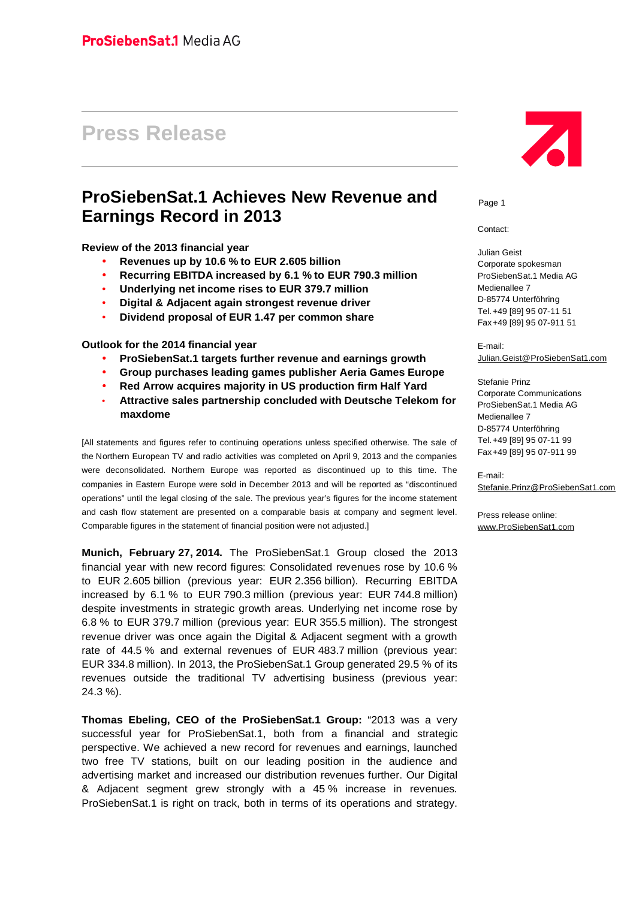ProSiebenSat.1 Media AG

# Press Release

## ProSiebenSat.1 Achieves New Revenue and Earnings Record in 2013

**Review of the 2013 financial year**

- **Revenues up by 10.6 % to EUR 2.605 billion**
- **Recurring EBITDA increased by 6.1 % to EUR 790.3 million**
- **Underlying net income rises to EUR 379.7 million**
- **Digital & Adjacent again strongest revenue driver**
- **Dividend proposal of EUR 1.47 per common share**

**Outlook for the 2014 financial year**

- **ProSiebenSat.1 targets further revenue and earnings growth**
- **Group purchases leading games publisher Aeria Games Europe**
- **Red Arrow acquires majority in US production firm Half Yard**
- **Attractive sales partnership concluded with Deutsche Telekom for maxdome**

[All statements and figures refer to continuing operations unless specified otherwise. The sale of the Northern European TV and radio activities was completed on April 9, 2013 and the companies were deconsolidated. Northern Europe was reported as discontinued up to this time. The companies in Eastern Europe were sold in December 2013 and will be reported as "discontinued operations" until the legal closing of the sale. The previous year's figures for the income statement and cash flow statement are presented on a comparable basis at company and segment level. Comparable figures in the statement of financial position were not adjusted.]

**Munich, February 27, 2014.** The ProSiebenSat.1 Group closed the 2013 financial year with new record figures: Consolidated revenues rose by 10.6 % to EUR 2.605 billion (previous year: EUR 2.356 billion). Recurring EBITDA increased by 6.1 % to EUR 790.3 million (previous year: EUR 744.8 million) despite investments in strategic growth areas. Underlying net income rose by 6.8 % to EUR 379.7 million (previous year: EUR 355.5 million). The strongest revenue driver was once again the Digital & Adjacent segment with a growth rate of 44.5 % and external revenues of EUR 483.7 million (previous year: EUR 334.8 million). In 2013, the ProSiebenSat.1 Group generated 29.5 % of its revenues outside the traditional TV advertising business (previous year: 24.3 %).

**Thomas Ebeling, CEO of the ProSiebenSat.1 Group:** "2013 was a very successful year for ProSiebenSat.1, both from a financial and strategic perspective. We achieved a new record for revenues and earnings, launched two free TV stations, built on our leading position in the audience and advertising market and increased our distribution revenues further. Our Digital & Adjacent segment grew strongly with a 45 % increase in revenues. ProSiebenSat.1 is right on track, both in terms of its operations and strategy.

Contact:

Julian Geist
Corporate spokesman
ProSiebenSat.1 Media AG
Medienallee 7
D-85774 Unterföhring
Tel. +49 [89] 95 07-11 51
Fax +49 [89] 95 07-911 51

E-mail:
Julian.Geist@ProSiebenSat1.com

Stefanie Prinz
Corporate Communications
ProSiebenSat.1 Media AG
Medienallee 7
D-85774 Unterföhring
Tel. +49 [89] 95 07-11 99
Fax +49 [89] 95 07-911 99

E-mail:
Stefanie.Prinz@ProSiebenSat1.com

Press release online:
www.ProSiebenSat1.com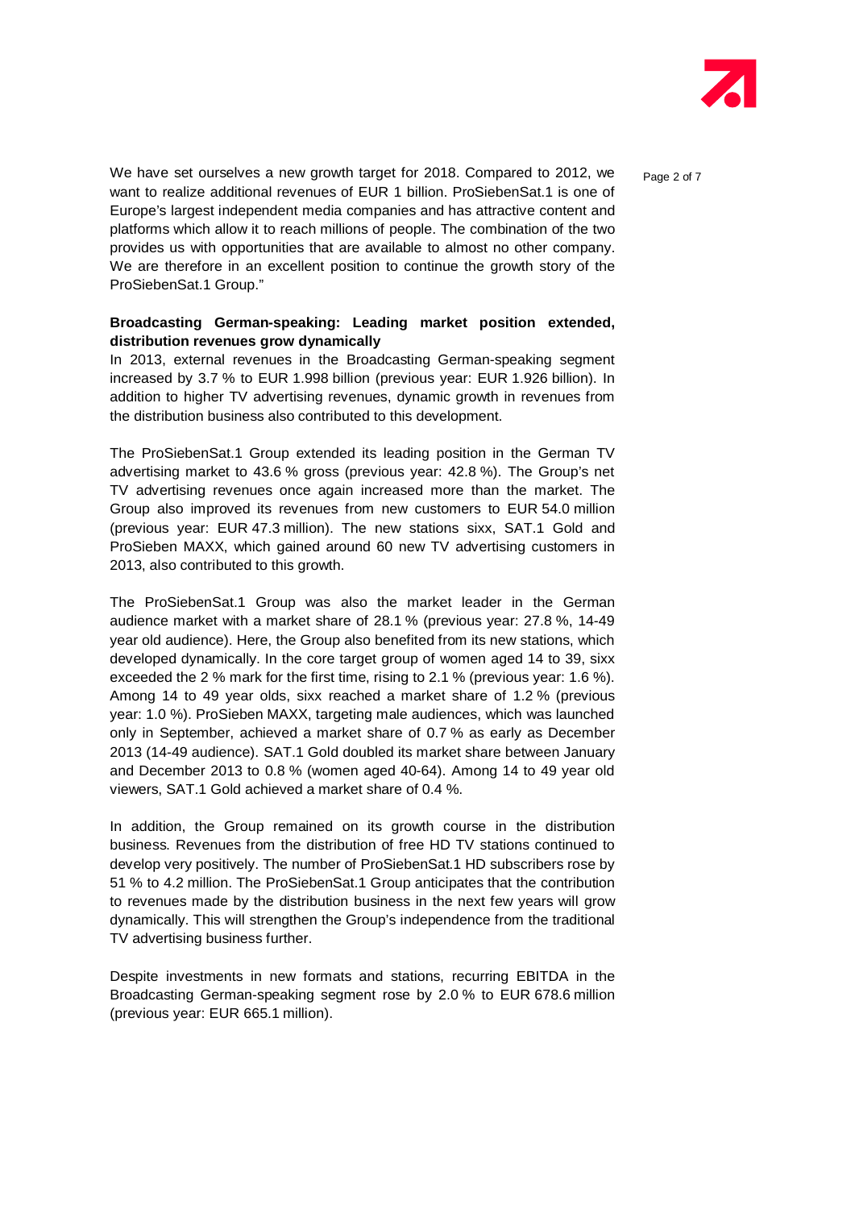We have set ourselves a new growth target for 2018. Compared to 2012, we want to realize additional revenues of EUR 1 billion. ProSiebenSat.1 is one of Europe's largest independent media companies and has attractive content and platforms which allow it to reach millions of people. The combination of the two provides us with opportunities that are available to almost no other company. We are therefore in an excellent position to continue the growth story of the ProSiebenSat.1 Group."

**Broadcasting German-speaking: Leading market position extended, distribution revenues grow dynamically**

In 2013, external revenues in the Broadcasting German-speaking segment increased by 3.7 % to EUR 1.998 billion (previous year: EUR 1.926 billion). In addition to higher TV advertising revenues, dynamic growth in revenues from the distribution business also contributed to this development.

The ProSiebenSat.1 Group extended its leading position in the German TV advertising market to 43.6 % gross (previous year: 42.8 %). The Group's net TV advertising revenues once again increased more than the market. The Group also improved its revenues from new customers to EUR 54.0 million (previous year: EUR 47.3 million). The new stations sixx, SAT.1 Gold and ProSieben MAXX, which gained around 60 new TV advertising customers in 2013, also contributed to this growth.

The ProSiebenSat.1 Group was also the market leader in the German audience market with a market share of 28.1 % (previous year: 27.8 %, 14-49 year old audience). Here, the Group also benefited from its new stations, which developed dynamically. In the core target group of women aged 14 to 39, sixx exceeded the 2 % mark for the first time, rising to 2.1 % (previous year: 1.6 %). Among 14 to 49 year olds, sixx reached a market share of 1.2 % (previous year: 1.0 %). ProSieben MAXX, targeting male audiences, which was launched only in September, achieved a market share of 0.7 % as early as December 2013 (14-49 audience). SAT.1 Gold doubled its market share between January and December 2013 to 0.8 % (women aged 40-64). Among 14 to 49 year old viewers, SAT.1 Gold achieved a market share of 0.4 %.

In addition, the Group remained on its growth course in the distribution business. Revenues from the distribution of free HD TV stations continued to develop very positively. The number of ProSiebenSat.1 HD subscribers rose by 51 % to 4.2 million. The ProSiebenSat.1 Group anticipates that the contribution to revenues made by the distribution business in the next few years will grow dynamically. This will strengthen the Group's independence from the traditional TV advertising business further.

Despite investments in new formats and stations, recurring EBITDA in the Broadcasting German-speaking segment rose by 2.0 % to EUR 678.6 million (previous year: EUR 665.1 million).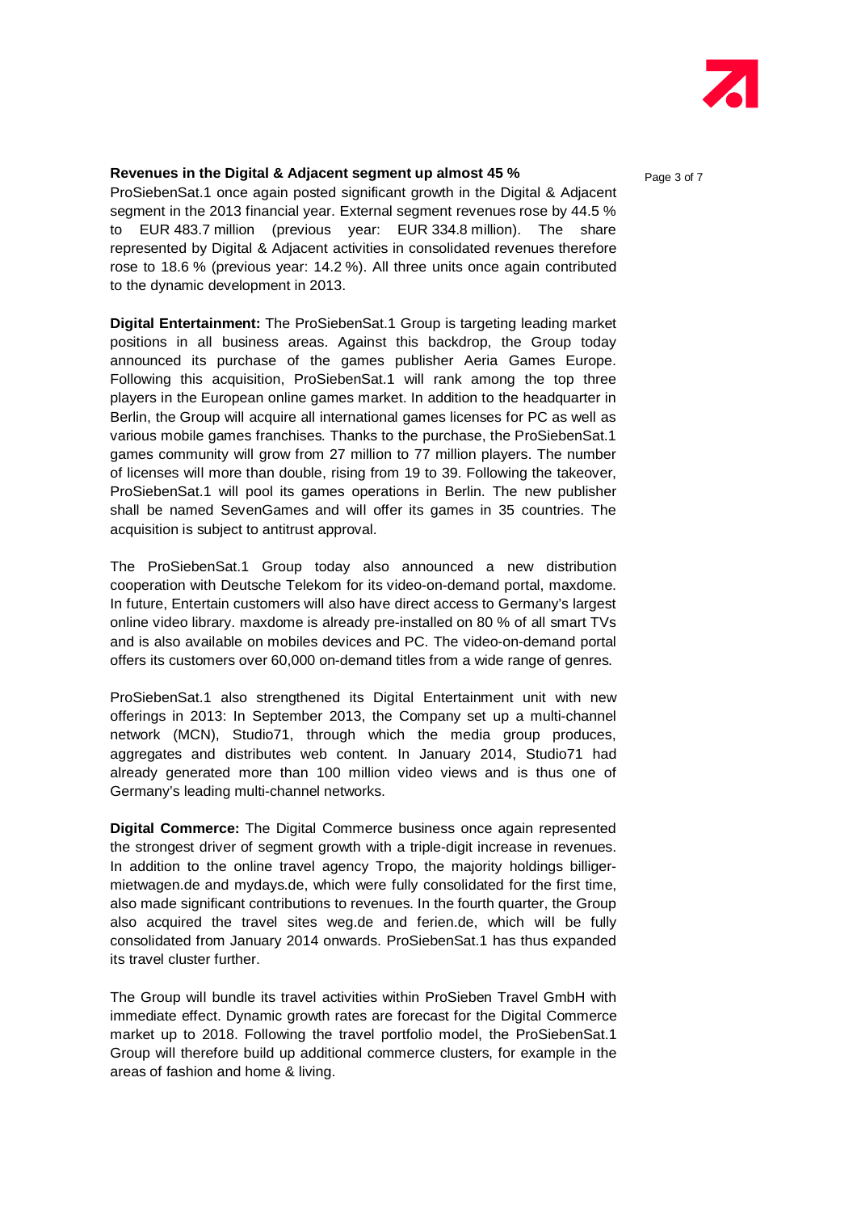**Revenues in the Digital & Adjacent segment up almost 45 %**

ProSiebenSat.1 once again posted significant growth in the Digital & Adjacent segment in the 2013 financial year. External segment revenues rose by 44.5 % to EUR 483.7 million (previous year: EUR 334.8 million). The share represented by Digital & Adjacent activities in consolidated revenues therefore rose to 18.6 % (previous year: 14.2 %). All three units once again contributed to the dynamic development in 2013.

**Digital Entertainment:** The ProSiebenSat.1 Group is targeting leading market positions in all business areas. Against this backdrop, the Group today announced its purchase of the games publisher Aeria Games Europe. Following this acquisition, ProSiebenSat.1 will rank among the top three players in the European online games market. In addition to the headquarter in Berlin, the Group will acquire all international games licenses for PC as well as various mobile games franchises. Thanks to the purchase, the ProSiebenSat.1 games community will grow from 27 million to 77 million players. The number of licenses will more than double, rising from 19 to 39. Following the takeover, ProSiebenSat.1 will pool its games operations in Berlin. The new publisher shall be named SevenGames and will offer its games in 35 countries. The acquisition is subject to antitrust approval.

The ProSiebenSat.1 Group today also announced a new distribution cooperation with Deutsche Telekom for its video-on-demand portal, maxdome. In future, Entertain customers will also have direct access to Germany's largest online video library. maxdome is already pre-installed on 80 % of all smart TVs and is also available on mobiles devices and PC. The video-on-demand portal offers its customers over 60,000 on-demand titles from a wide range of genres.

ProSiebenSat.1 also strengthened its Digital Entertainment unit with new offerings in 2013: In September 2013, the Company set up a multi-channel network (MCN), Studio71, through which the media group produces, aggregates and distributes web content. In January 2014, Studio71 had already generated more than 100 million video views and is thus one of Germany's leading multi-channel networks.

**Digital Commerce:** The Digital Commerce business once again represented the strongest driver of segment growth with a triple-digit increase in revenues. In addition to the online travel agency Tropo, the majority holdings billiger-mietwagen.de and mydays.de, which were fully consolidated for the first time, also made significant contributions to revenues. In the fourth quarter, the Group also acquired the travel sites weg.de and ferien.de, which will be fully consolidated from January 2014 onwards. ProSiebenSat.1 has thus expanded its travel cluster further.

The Group will bundle its travel activities within ProSieben Travel GmbH with immediate effect. Dynamic growth rates are forecast for the Digital Commerce market up to 2018. Following the travel portfolio model, the ProSiebenSat.1 Group will therefore build up additional commerce clusters, for example in the areas of fashion and home & living.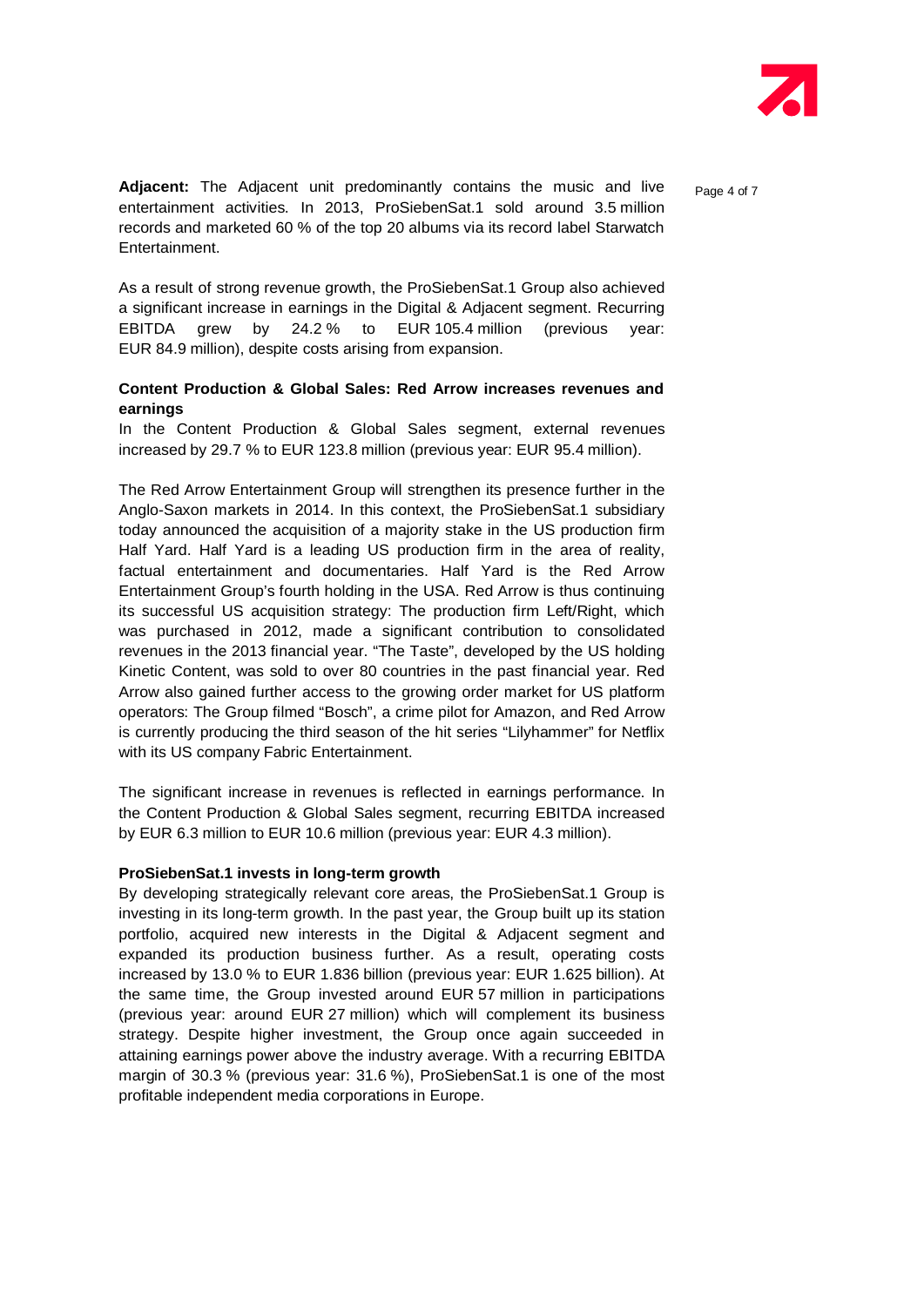**Adjacent:** The Adjacent unit predominantly contains the music and live entertainment activities. In 2013, ProSiebenSat.1 sold around 3.5 million records and marketed 60 % of the top 20 albums via its record label Starwatch Entertainment.

As a result of strong revenue growth, the ProSiebenSat.1 Group also achieved a significant increase in earnings in the Digital & Adjacent segment. Recurring EBITDA grew by 24.2 % to EUR 105.4 million (previous year: EUR 84.9 million), despite costs arising from expansion.

**Content Production & Global Sales: Red Arrow increases revenues and earnings**

In the Content Production & Global Sales segment, external revenues increased by 29.7 % to EUR 123.8 million (previous year: EUR 95.4 million).

The Red Arrow Entertainment Group will strengthen its presence further in the Anglo-Saxon markets in 2014. In this context, the ProSiebenSat.1 subsidiary today announced the acquisition of a majority stake in the US production firm Half Yard. Half Yard is a leading US production firm in the area of reality, factual entertainment and documentaries. Half Yard is the Red Arrow Entertainment Group's fourth holding in the USA. Red Arrow is thus continuing its successful US acquisition strategy: The production firm Left/Right, which was purchased in 2012, made a significant contribution to consolidated revenues in the 2013 financial year. "The Taste", developed by the US holding Kinetic Content, was sold to over 80 countries in the past financial year. Red Arrow also gained further access to the growing order market for US platform operators: The Group filmed "Bosch", a crime pilot for Amazon, and Red Arrow is currently producing the third season of the hit series "Lilyhammer" for Netflix with its US company Fabric Entertainment.

The significant increase in revenues is reflected in earnings performance. In the Content Production & Global Sales segment, recurring EBITDA increased by EUR 6.3 million to EUR 10.6 million (previous year: EUR 4.3 million).

**ProSiebenSat.1 invests in long-term growth**

By developing strategically relevant core areas, the ProSiebenSat.1 Group is investing in its long-term growth. In the past year, the Group built up its station portfolio, acquired new interests in the Digital & Adjacent segment and expanded its production business further. As a result, operating costs increased by 13.0 % to EUR 1.836 billion (previous year: EUR 1.625 billion). At the same time, the Group invested around EUR 57 million in participations (previous year: around EUR 27 million) which will complement its business strategy. Despite higher investment, the Group once again succeeded in attaining earnings power above the industry average. With a recurring EBITDA margin of 30.3 % (previous year: 31.6 %), ProSiebenSat.1 is one of the most profitable independent media corporations in Europe.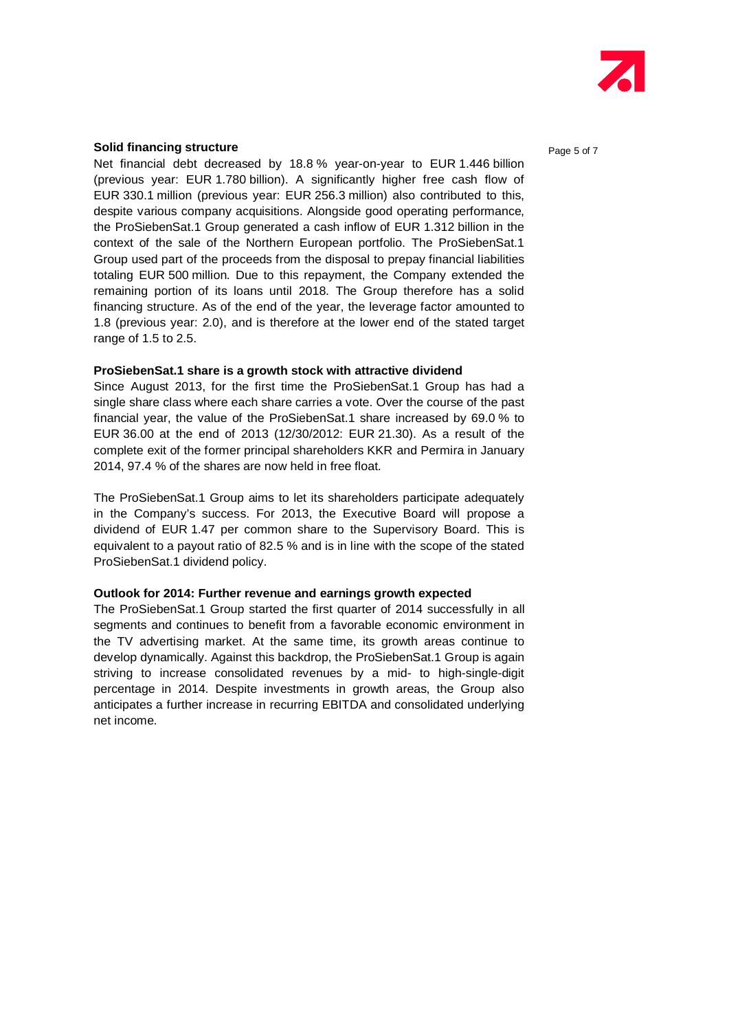**Solid financing structure**

Net financial debt decreased by 18.8 % year-on-year to EUR 1.446 billion (previous year: EUR 1.780 billion). A significantly higher free cash flow of EUR 330.1 million (previous year: EUR 256.3 million) also contributed to this, despite various company acquisitions. Alongside good operating performance, the ProSiebenSat.1 Group generated a cash inflow of EUR 1.312 billion in the context of the sale of the Northern European portfolio. The ProSiebenSat.1 Group used part of the proceeds from the disposal to prepay financial liabilities totaling EUR 500 million. Due to this repayment, the Company extended the remaining portion of its loans until 2018. The Group therefore has a solid financing structure. As of the end of the year, the leverage factor amounted to 1.8 (previous year: 2.0), and is therefore at the lower end of the stated target range of 1.5 to 2.5.

**ProSiebenSat.1 share is a growth stock with attractive dividend**

Since August 2013, for the first time the ProSiebenSat.1 Group has had a single share class where each share carries a vote. Over the course of the past financial year, the value of the ProSiebenSat.1 share increased by 69.0 % to EUR 36.00 at the end of 2013 (12/30/2012: EUR 21.30). As a result of the complete exit of the former principal shareholders KKR and Permira in January 2014, 97.4 % of the shares are now held in free float.

The ProSiebenSat.1 Group aims to let its shareholders participate adequately in the Company's success. For 2013, the Executive Board will propose a dividend of EUR 1.47 per common share to the Supervisory Board. This is equivalent to a payout ratio of 82.5 % and is in line with the scope of the stated ProSiebenSat.1 dividend policy.

**Outlook for 2014: Further revenue and earnings growth expected**

The ProSiebenSat.1 Group started the first quarter of 2014 successfully in all segments and continues to benefit from a favorable economic environment in the TV advertising market. At the same time, its growth areas continue to develop dynamically. Against this backdrop, the ProSiebenSat.1 Group is again striving to increase consolidated revenues by a mid- to high-single-digit percentage in 2014. Despite investments in growth areas, the Group also anticipates a further increase in recurring EBITDA and consolidated underlying net income.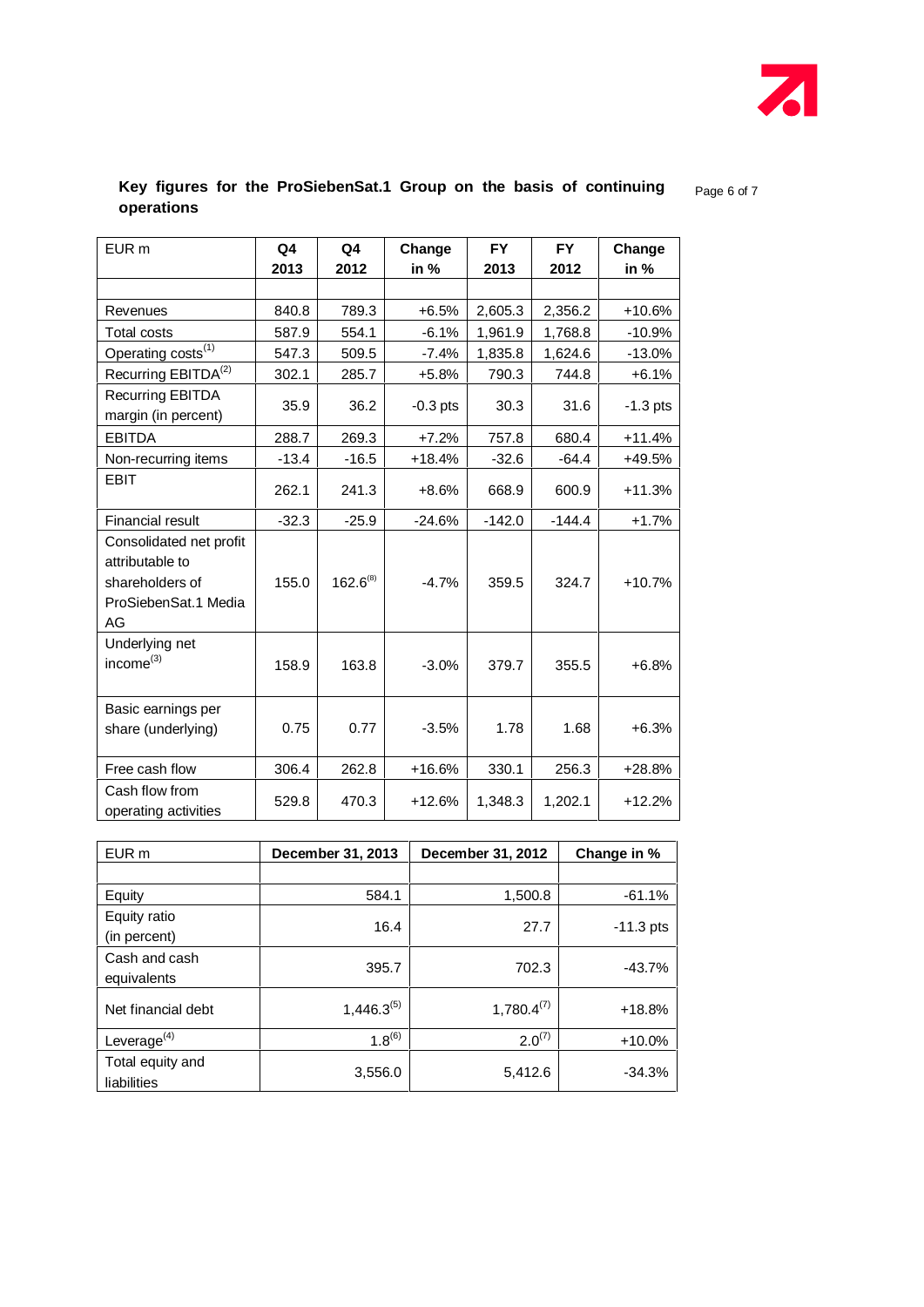**Key figures for the ProSiebenSat.1 Group on the basis of continuing operations**

| EUR m | Q4 2013 | Q4 2012 | Change in % | FY 2013 | FY 2012 | Change in % |
|---|---|---|---|---|---|---|
| | | | | | | |
| Revenues | 840.8 | 789.3 | +6.5% | 2,605.3 | 2,356.2 | +10.6% |
| Total costs | 587.9 | 554.1 | -6.1% | 1,961.9 | 1,768.8 | -10.9% |
| Operating costs[(1)] | 547.3 | 509.5 | -7.4% | 1,835.8 | 1,624.6 | -13.0% |
| Recurring EBITDA[(2)] | 302.1 | 285.7 | +5.8% | 790.3 | 744.8 | +6.1% |
| Recurring EBITDA margin (in percent) | 35.9 | 36.2 | -0.3 pts | 30.3 | 31.6 | -1.3 pts |
| EBITDA | 288.7 | 269.3 | +7.2% | 757.8 | 680.4 | +11.4% |
| Non-recurring items | -13.4 | -16.5 | +18.4% | -32.6 | -64.4 | +49.5% |
| EBIT | 262.1 | 241.3 | +8.6% | 668.9 | 600.9 | +11.3% |
| Financial result | -32.3 | -25.9 | -24.6% | -142.0 | -144.4 | +1.7% |
| Consolidated net profit attributable to shareholders of ProSiebenSat.1 Media AG | 155.0 | 162.6[(8)] | -4.7% | 359.5 | 324.7 | +10.7% |
| Underlying net income[(3)] | 158.9 | 163.8 | -3.0% | 379.7 | 355.5 | +6.8% |
| Basic earnings per share (underlying) | 0.75 | 0.77 | -3.5% | 1.78 | 1.68 | +6.3% |
| Free cash flow | 306.4 | 262.8 | +16.6% | 330.1 | 256.3 | +28.8% |
| Cash flow from operating activities | 529.8 | 470.3 | +12.6% | 1,348.3 | 1,202.1 | +12.2% |

| EUR m | December 31, 2013 | December 31, 2012 | Change in % |
|---|---|---|---|
| | | | |
| Equity | 584.1 | 1,500.8 | -61.1% |
| Equity ratio (in percent) | 16.4 | 27.7 | -11.3 pts |
| Cash and cash equivalents | 395.7 | 702.3 | -43.7% |
| Net financial debt | 1,446.3[(5)] | 1,780.4[(7)] | +18.8% |
| Leverage[(4)] | 1.8[(6)] | 2.0[(7)] | +10.0% |
| Total equity and liabilities | 3,556.0 | 5,412.6 | -34.3% |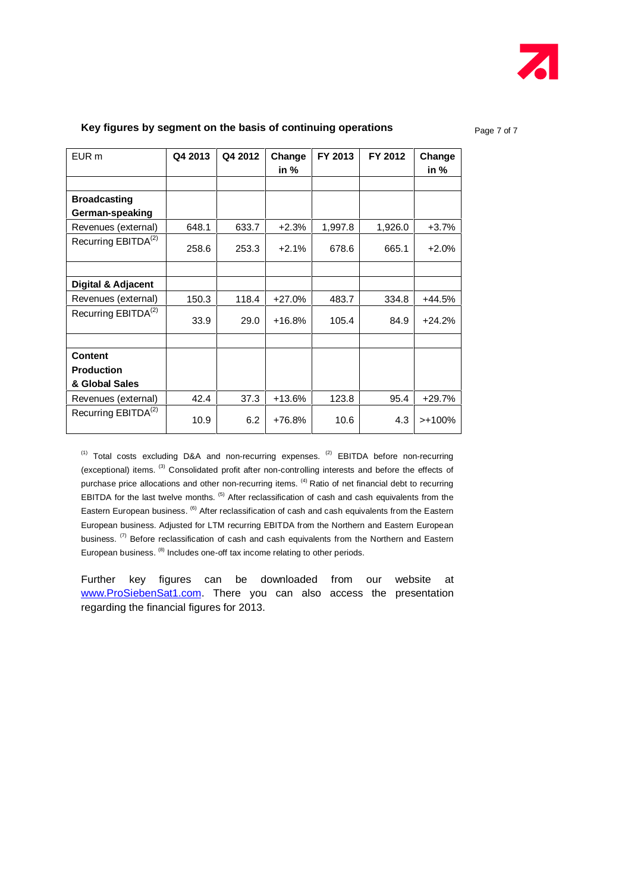**Key figures by segment on the basis of continuing operations**

| EUR m | Q4 2013 | Q4 2012 | Change in % | FY 2013 | FY 2012 | Change in % |
|---|---|---|---|---|---|---|
| | | | | | | |
| **Broadcasting German-speaking** | | | | | | |
| Revenues (external) | 648.1 | 633.7 | +2.3% | 1,997.8 | 1,926.0 | +3.7% |
| Recurring EBITDA[(2)] | 258.6 | 253.3 | +2.1% | 678.6 | 665.1 | +2.0% |
| | | | | | | |
| **Digital & Adjacent** | | | | | | |
| Revenues (external) | 150.3 | 118.4 | +27.0% | 483.7 | 334.8 | +44.5% |
| Recurring EBITDA[(2)] | 33.9 | 29.0 | +16.8% | 105.4 | 84.9 | +24.2% |
| | | | | | | |
| **Content Production & Global Sales** | | | | | | |
| Revenues (external) | 42.4 | 37.3 | +13.6% | 123.8 | 95.4 | +29.7% |
| Recurring EBITDA[(2)] | 10.9 | 6.2 | +76.8% | 10.6 | 4.3 | >+100% |

[(1)] Total costs excluding D&A and non-recurring expenses. [(2)] EBITDA before non-recurring (exceptional) items. [(3)] Consolidated profit after non-controlling interests and before the effects of purchase price allocations and other non-recurring items. [(4)] Ratio of net financial debt to recurring EBITDA for the last twelve months. [(5)] After reclassification of cash and cash equivalents from the Eastern European business. [(6)] After reclassification of cash and cash equivalents from the Eastern European business. Adjusted for LTM recurring EBITDA from the Northern and Eastern European business. [(7)] Before reclassification of cash and cash equivalents from the Northern and Eastern European business. [(8)] Includes one-off tax income relating to other periods.

Further key figures can be downloaded from our website at www.ProSiebenSat1.com. There you can also access the presentation regarding the financial figures for 2013.